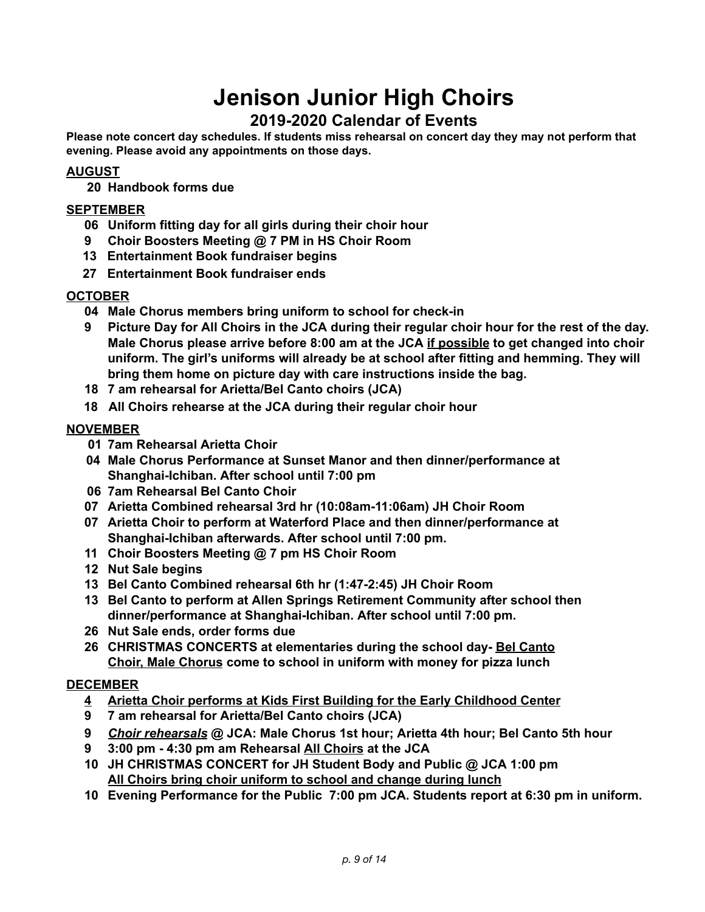# Jenison Junior High Choirs

## 2019-2020 Calendar of Events

**Please note concert day schedules. If students miss rehearsal on concert day they may not perform that evening. Please avoid any appointments on those days.**

### AUGUST

- **20 Handbook forms due**

### SEPTEMBER

- **06 Uniform fitting day for all girls during their choir hour**
- **9 Choir Boosters Meeting @ 7 PM in HS Choir Room**
- **13 Entertainment Book fundraiser begins**
- **27 Entertainment Book fundraiser ends**

### OCTOBER

- **04 Male Chorus members bring uniform to school for check-in**
- **9 Picture Day for All Choirs in the JCA during their regular choir hour for the rest of the day. Male Chorus please arrive before 8:00 am at the JCA <u>if possible</u> to get changed into choir uniform. The girl's uniforms will already be at school after fitting and hemming. They will bring them home on picture day with care instructions inside the bag.**
- **18 7 am rehearsal for Arietta/Bel Canto choirs (JCA)**
- **18 All Choirs rehearse at the JCA during their regular choir hour**

### NOVEMBER

- **01 7am Rehearsal Arietta Choir**
- **04 Male Chorus Performance at Sunset Manor and then dinner/performance at Shanghai-Ichiban. After school until 7:00 pm**
- **06 7am Rehearsal Bel Canto Choir**
- **07 Arietta Combined rehearsal 3rd hr (10:08am-11:06am) JH Choir Room**
- **07 Arietta Choir to perform at Waterford Place and then dinner/performance at Shanghai-Ichiban afterwards. After school until 7:00 pm.**
- **11 Choir Boosters Meeting @ 7 pm HS Choir Room**
- **12 Nut Sale begins**
- **13 Bel Canto Combined rehearsal 6th hr (1:47-2:45) JH Choir Room**
- **13 Bel Canto to perform at Allen Springs Retirement Community after school then dinner/performance at Shanghai-Ichiban. After school until 7:00 pm.**
- **26 Nut Sale ends, order forms due**
- **26 CHRISTMAS CONCERTS at elementaries during the school day- <u>Bel Canto Choir, Male Chorus</u> come to school in uniform with money for pizza lunch**

### DECEMBER

- **<u>4 Arietta Choir performs at Kids First Building for the Early Childhood Center</u>**
- **9 7 am rehearsal for Arietta/Bel Canto choirs (JCA)**
- **9 <u>*Choir rehearsals*</u> @ JCA: Male Chorus 1st hour; Arietta 4th hour; Bel Canto 5th hour**
- **9 3:00 pm - 4:30 pm am Rehearsal <u>All Choirs</u> at the JCA**
- **10 JH CHRISTMAS CONCERT for JH Student Body and Public @ JCA 1:00 pm <u>All Choirs bring choir uniform to school and change during lunch</u>**
- **10 Evening Performance for the Public 7:00 pm JCA. Students report at 6:30 pm in uniform.**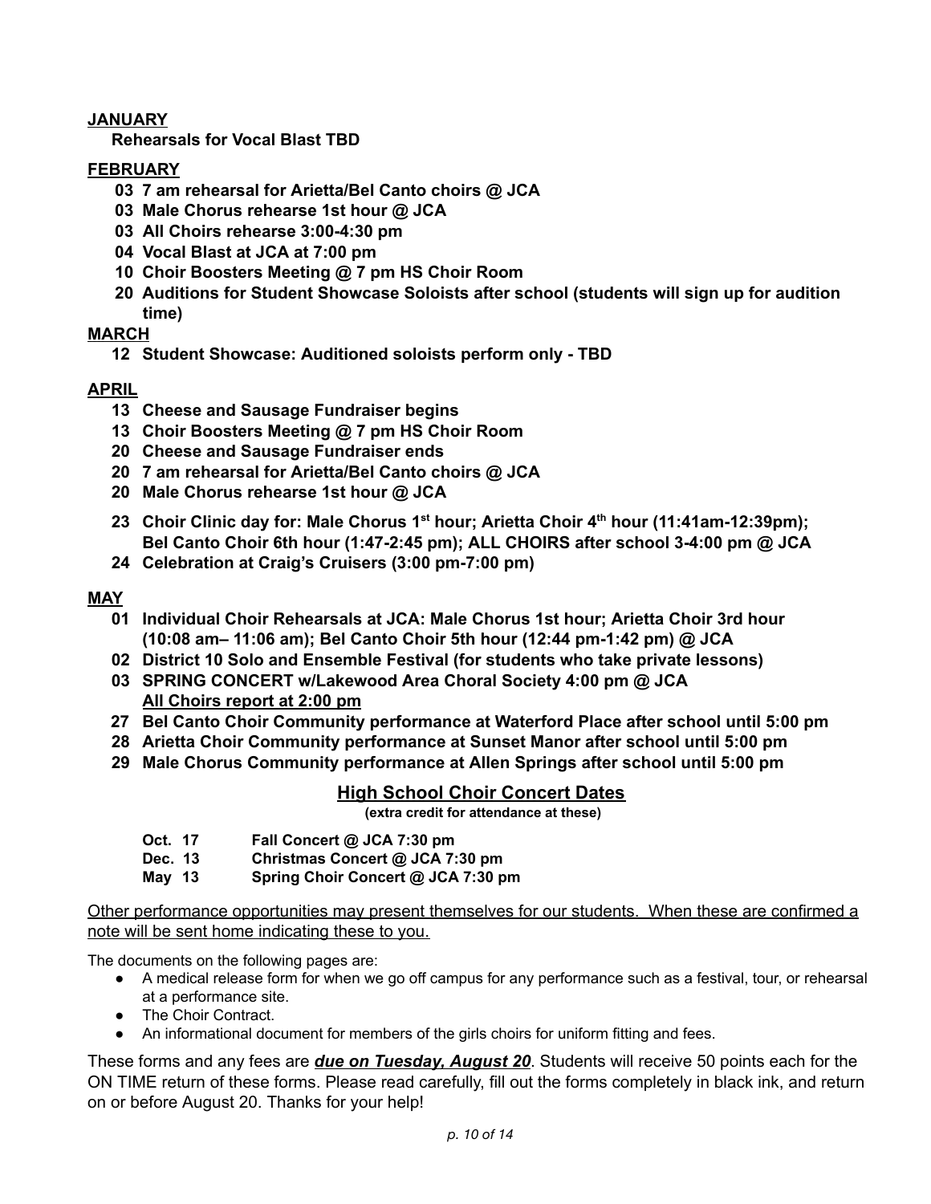**JANUARY**

**Rehearsals for Vocal Blast TBD**

**FEBRUARY**

- **03 7 am rehearsal for Arietta/Bel Canto choirs @ JCA**
- **03 Male Chorus rehearse 1st hour @ JCA**
- **03 All Choirs rehearse 3:00-4:30 pm**
- **04 Vocal Blast at JCA at 7:00 pm**
- **10 Choir Boosters Meeting @ 7 pm HS Choir Room**
- **20 Auditions for Student Showcase Soloists after school (students will sign up for audition time)**

**MARCH**

- **12 Student Showcase: Auditioned soloists perform only - TBD**

**APRIL**

- **13 Cheese and Sausage Fundraiser begins**
- **13 Choir Boosters Meeting @ 7 pm HS Choir Room**
- **20 Cheese and Sausage Fundraiser ends**
- **20 7 am rehearsal for Arietta/Bel Canto choirs @ JCA**
- **20 Male Chorus rehearse 1st hour @ JCA**
- **23 Choir Clinic day for: Male Chorus 1st hour; Arietta Choir 4th hour (11:41am-12:39pm); Bel Canto Choir 6th hour (1:47-2:45 pm); ALL CHOIRS after school 3-4:00 pm @ JCA**
- **24 Celebration at Craig's Cruisers (3:00 pm-7:00 pm)**

**MAY**

- **01 Individual Choir Rehearsals at JCA: Male Chorus 1st hour; Arietta Choir 3rd hour (10:08 am– 11:06 am); Bel Canto Choir 5th hour (12:44 pm-1:42 pm) @ JCA**
- **02 District 10 Solo and Ensemble Festival (for students who take private lessons)**
- **03 SPRING CONCERT w/Lakewood Area Choral Society 4:00 pm @ JCA**
  **All Choirs report at 2:00 pm**
- **27 Bel Canto Choir Community performance at Waterford Place after school until 5:00 pm**
- **28 Arietta Choir Community performance at Sunset Manor after school until 5:00 pm**
- **29 Male Chorus Community performance at Allen Springs after school until 5:00 pm**

## High School Choir Concert Dates

**(extra credit for attendance at these)**

| | |
|---|---|
| **Oct. 17** | **Fall Concert @ JCA 7:30 pm** |
| **Dec. 13** | **Christmas Concert @ JCA 7:30 pm** |
| **May 13** | **Spring Choir Concert @ JCA 7:30 pm** |

Other performance opportunities may present themselves for our students. When these are confirmed a note will be sent home indicating these to you.

The documents on the following pages are:

- A medical release form for when we go off campus for any performance such as a festival, tour, or rehearsal at a performance site.
- The Choir Contract.
- An informational document for members of the girls choirs for uniform fitting and fees.

These forms and any fees are ***due on Tuesday, August 20***. Students will receive 50 points each for the ON TIME return of these forms. Please read carefully, fill out the forms completely in black ink, and return on or before August 20. Thanks for your help!